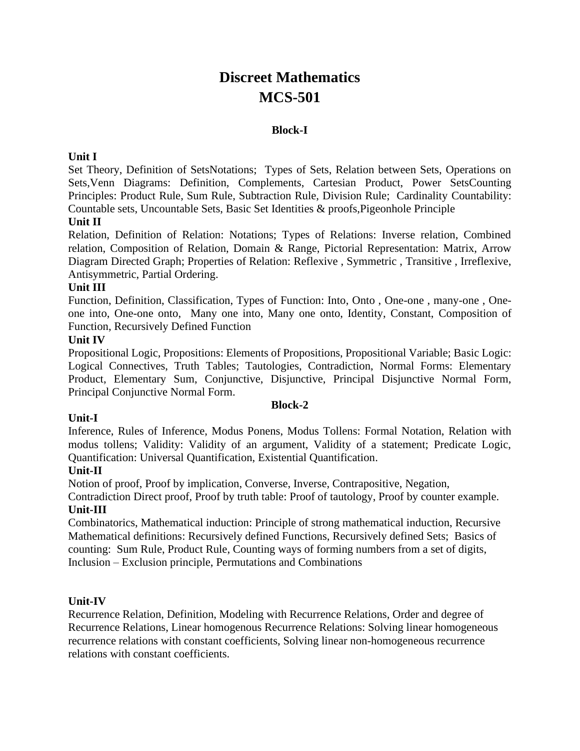# Discreet Mathematics
# MCS-501

## Block-I

### Unit I

Set Theory, Definition of SetsNotations; Types of Sets, Relation between Sets, Operations on Sets,Venn Diagrams: Definition, Complements, Cartesian Product, Power SetsCounting Principles: Product Rule, Sum Rule, Subtraction Rule, Division Rule; Cardinality Countability: Countable sets, Uncountable Sets, Basic Set Identities & proofs,Pigeonhole Principle

### Unit II

Relation, Definition of Relation: Notations; Types of Relations: Inverse relation, Combined relation, Composition of Relation, Domain & Range, Pictorial Representation: Matrix, Arrow Diagram Directed Graph; Properties of Relation: Reflexive , Symmetric , Transitive , Irreflexive, Antisymmetric, Partial Ordering.

### Unit III

Function, Definition, Classification, Types of Function: Into, Onto , One-one , many-one , One-one into, One-one onto, Many one into, Many one onto, Identity, Constant, Composition of Function, Recursively Defined Function

### Unit IV

Propositional Logic, Propositions: Elements of Propositions, Propositional Variable; Basic Logic: Logical Connectives, Truth Tables; Tautologies, Contradiction, Normal Forms: Elementary Product, Elementary Sum, Conjunctive, Disjunctive, Principal Disjunctive Normal Form, Principal Conjunctive Normal Form.

## Block-2

### Unit-I

Inference, Rules of Inference, Modus Ponens, Modus Tollens: Formal Notation, Relation with modus tollens; Validity: Validity of an argument, Validity of a statement; Predicate Logic, Quantification: Universal Quantification, Existential Quantification.

### Unit-II

Notion of proof, Proof by implication, Converse, Inverse, Contrapositive, Negation,
Contradiction Direct proof, Proof by truth table: Proof of tautology, Proof by counter example.

### Unit-III

Combinatorics, Mathematical induction: Principle of strong mathematical induction, Recursive Mathematical definitions: Recursively defined Functions, Recursively defined Sets; Basics of counting: Sum Rule, Product Rule, Counting ways of forming numbers from a set of digits, Inclusion – Exclusion principle, Permutations and Combinations

### Unit-IV

Recurrence Relation, Definition, Modeling with Recurrence Relations, Order and degree of Recurrence Relations, Linear homogenous Recurrence Relations: Solving linear homogeneous recurrence relations with constant coefficients, Solving linear non-homogeneous recurrence relations with constant coefficients.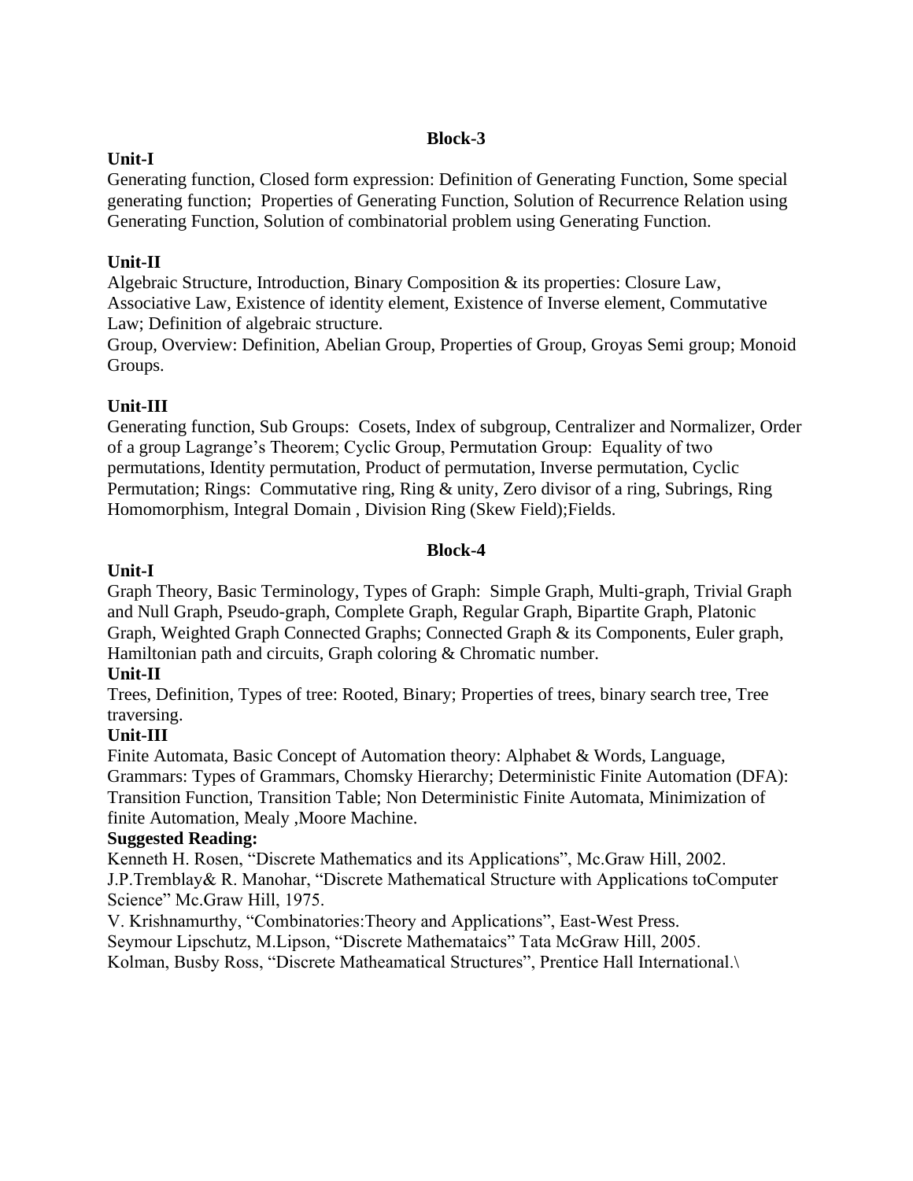## Block-3

### Unit-I

Generating function, Closed form expression: Definition of Generating Function, Some special generating function; Properties of Generating Function, Solution of Recurrence Relation using Generating Function, Solution of combinatorial problem using Generating Function.

### Unit-II

Algebraic Structure, Introduction, Binary Composition & its properties: Closure Law, Associative Law, Existence of identity element, Existence of Inverse element, Commutative Law; Definition of algebraic structure.

Group, Overview: Definition, Abelian Group, Properties of Group, Groyas Semi group; Monoid Groups.

### Unit-III

Generating function, Sub Groups: Cosets, Index of subgroup, Centralizer and Normalizer, Order of a group Lagrange's Theorem; Cyclic Group, Permutation Group: Equality of two permutations, Identity permutation, Product of permutation, Inverse permutation, Cyclic Permutation; Rings: Commutative ring, Ring & unity, Zero divisor of a ring, Subrings, Ring Homomorphism, Integral Domain , Division Ring (Skew Field);Fields.

## Block-4

### Unit-I

Graph Theory, Basic Terminology, Types of Graph: Simple Graph, Multi-graph, Trivial Graph and Null Graph, Pseudo-graph, Complete Graph, Regular Graph, Bipartite Graph, Platonic Graph, Weighted Graph Connected Graphs; Connected Graph & its Components, Euler graph, Hamiltonian path and circuits, Graph coloring & Chromatic number.

### Unit-II

Trees, Definition, Types of tree: Rooted, Binary; Properties of trees, binary search tree, Tree traversing.

### Unit-III

Finite Automata, Basic Concept of Automation theory: Alphabet & Words, Language, Grammars: Types of Grammars, Chomsky Hierarchy; Deterministic Finite Automation (DFA): Transition Function, Transition Table; Non Deterministic Finite Automata, Minimization of finite Automation, Mealy ,Moore Machine.

### Suggested Reading:

Kenneth H. Rosen, "Discrete Mathematics and its Applications", Mc.Graw Hill, 2002.

J.P.Tremblay& R. Manohar, "Discrete Mathematical Structure with Applications toComputer Science" Mc.Graw Hill, 1975.

V. Krishnamurthy, "Combinatories:Theory and Applications", East-West Press.

Seymour Lipschutz, M.Lipson, "Discrete Mathemataics" Tata McGraw Hill, 2005.

Kolman, Busby Ross, "Discrete Matheamatical Structures", Prentice Hall International.\